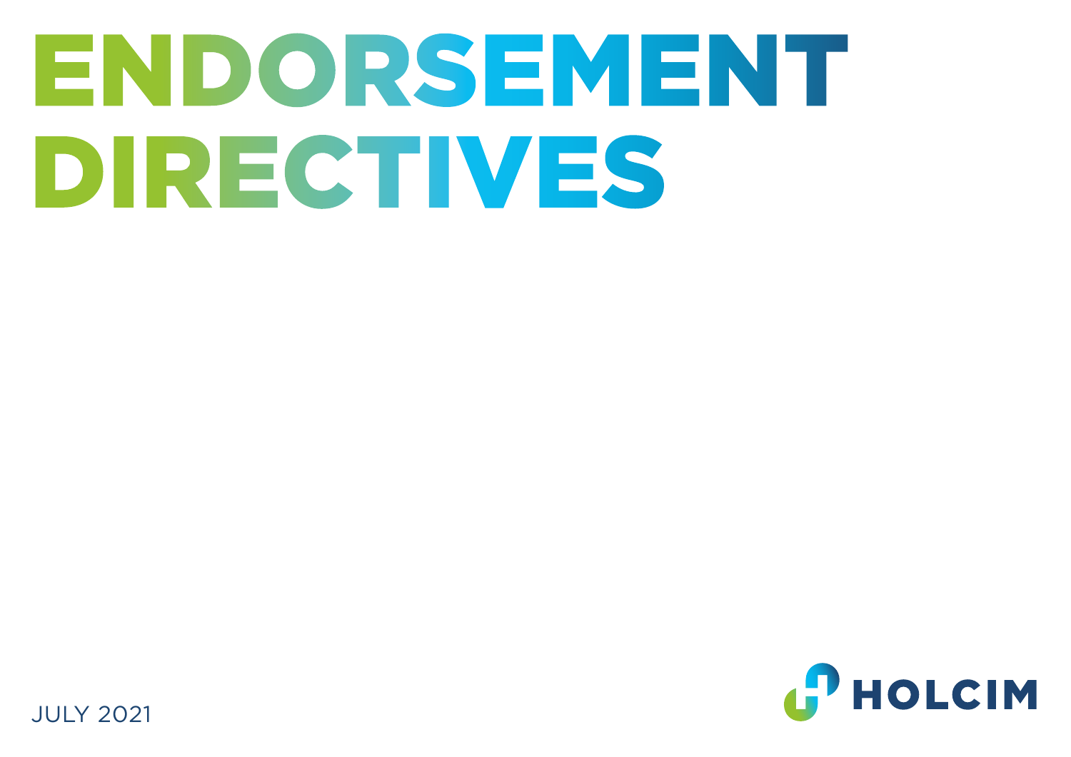# ENDORSEMENT DIRECTIVES

JULY 2021

HOLCIM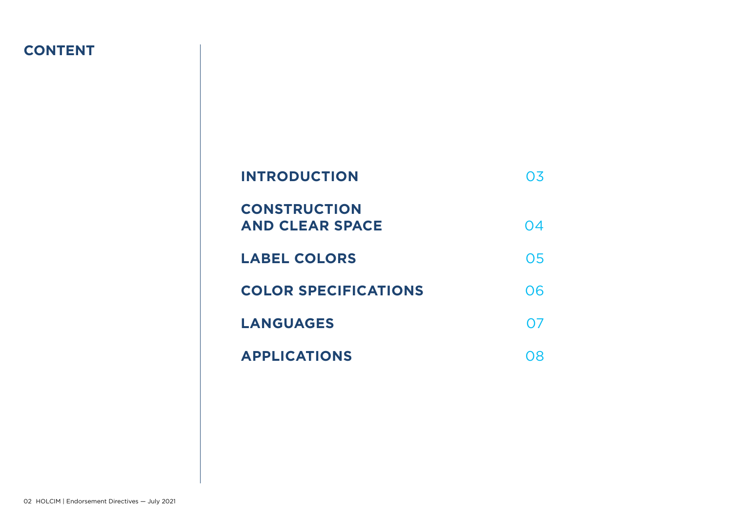# CONTENT

| | |
|---|---|
| **INTRODUCTION** | 03 |
| **CONSTRUCTION AND CLEAR SPACE** | 04 |
| **LABEL COLORS** | 05 |
| **COLOR SPECIFICATIONS** | 06 |
| **LANGUAGES** | 07 |
| **APPLICATIONS** | 08 |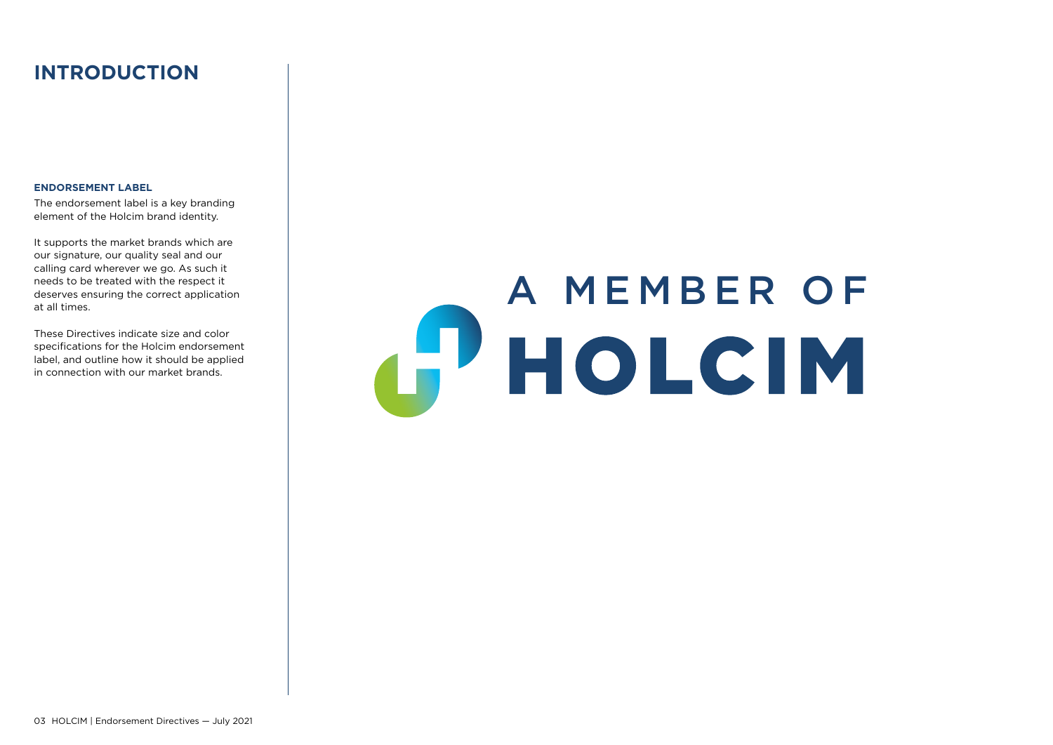# INTRODUCTION

**ENDORSEMENT LABEL**

The endorsement label is a key branding element of the Holcim brand identity.

It supports the market brands which are our signature, our quality seal and our calling card wherever we go. As such it needs to be treated with the respect it deserves ensuring the correct application at all times.

These Directives indicate size and color specifications for the Holcim endorsement label, and outline how it should be applied in connection with our market brands.

A MEMBER OF
HOLCIM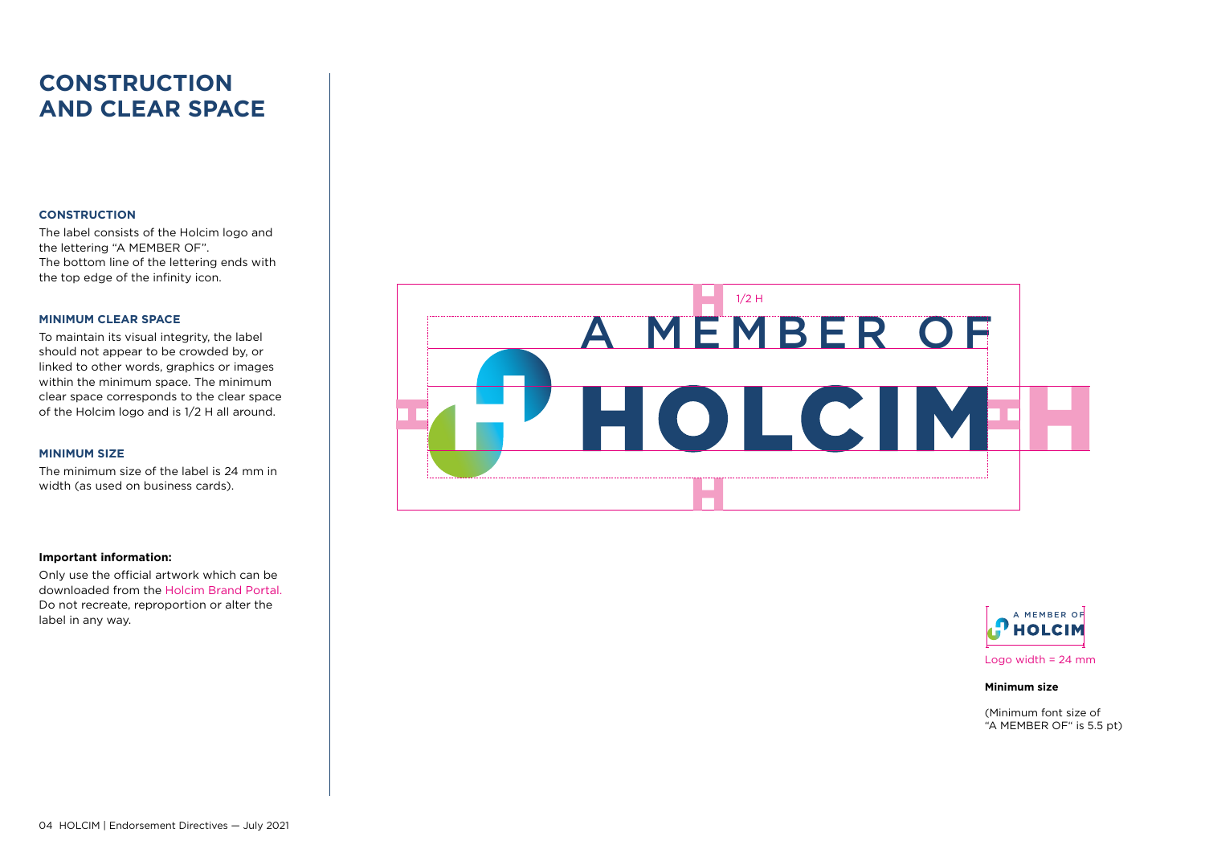# CONSTRUCTION AND CLEAR SPACE

### CONSTRUCTION

The label consists of the Holcim logo and the lettering “A MEMBER OF”.
The bottom line of the lettering ends with the top edge of the infinity icon.

### MINIMUM CLEAR SPACE

To maintain its visual integrity, the label should not appear to be crowded by, or linked to other words, graphics or images within the minimum space. The minimum clear space corresponds to the clear space of the Holcim logo and is 1/2 H all around.

### MINIMUM SIZE

The minimum size of the label is 24 mm in width (as used on business cards).

**Important information:**

Only use the official artwork which can be downloaded from the Holcim Brand Portal. Do not recreate, reproportion or alter the label in any way.

1/2 H

A MEMBER OF
HOLCIM

Logo width = 24 mm

**Minimum size**

(Minimum font size of “A MEMBER OF“ is 5.5 pt)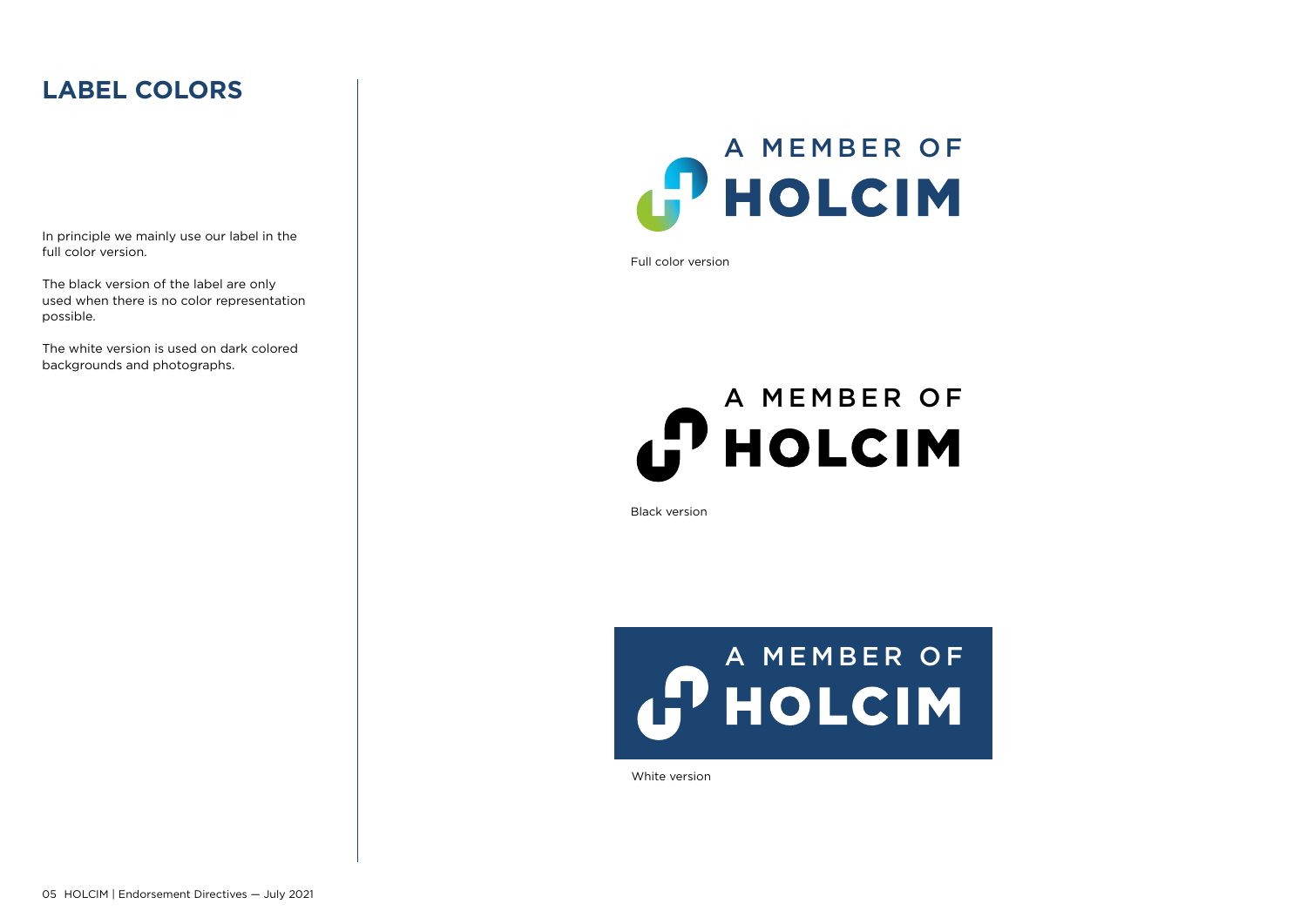## LABEL COLORS

In principle we mainly use our label in the full color version.

The black version of the label are only used when there is no color representation possible.

The white version is used on dark colored backgrounds and photographs.

A MEMBER OF HOLCIM

Full color version

A MEMBER OF HOLCIM

Black version

A MEMBER OF HOLCIM

White version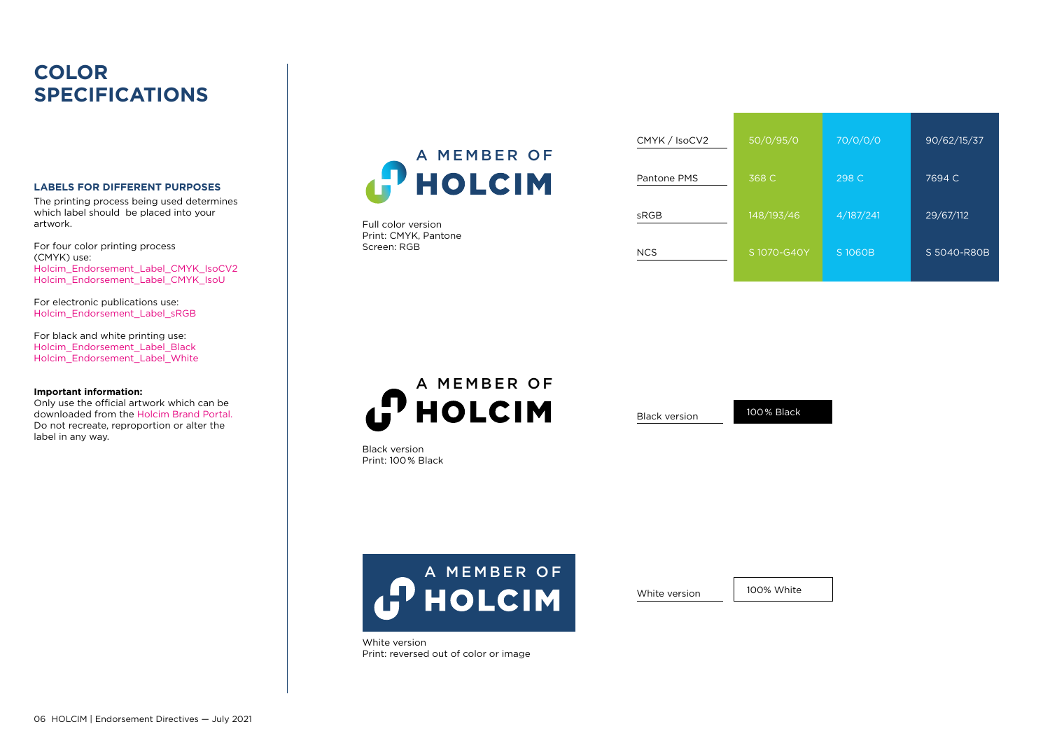# COLOR SPECIFICATIONS

### LABELS FOR DIFFERENT PURPOSES

The printing process being used determines which label should be placed into your artwork.

For four color printing process (CMYK) use:
Holcim_Endorsement_Label_CMYK_IsoCV2
Holcim_Endorsement_Label_CMYK_IsoU

For electronic publications use:
Holcim_Endorsement_Label_sRGB

For black and white printing use:
Holcim_Endorsement_Label_Black
Holcim_Endorsement_Label_White

**Important information:**
Only use the official artwork which can be downloaded from the Holcim Brand Portal. Do not recreate, reproportion or alter the label in any way.

A MEMBER OF HOLCIM

Full color version
Print: CMYK, Pantone
Screen: RGB

| | | | |
|---|---|---|---|
| CMYK / IsoCV2 | 50/0/95/0 | 70/0/0/0 | 90/62/15/37 |
| Pantone PMS | 368 C | 298 C | 7694 C |
| sRGB | 148/193/46 | 4/187/241 | 29/67/112 |
| NCS | S 1070-G40Y | S 1060B | S 5040-R80B |

A MEMBER OF HOLCIM

Black version
Print: 100 % Black

| | |
|---|---|
| Black version | 100 % Black |

A MEMBER OF HOLCIM

White version
Print: reversed out of color or image

| | |
|---|---|
| White version | 100% White |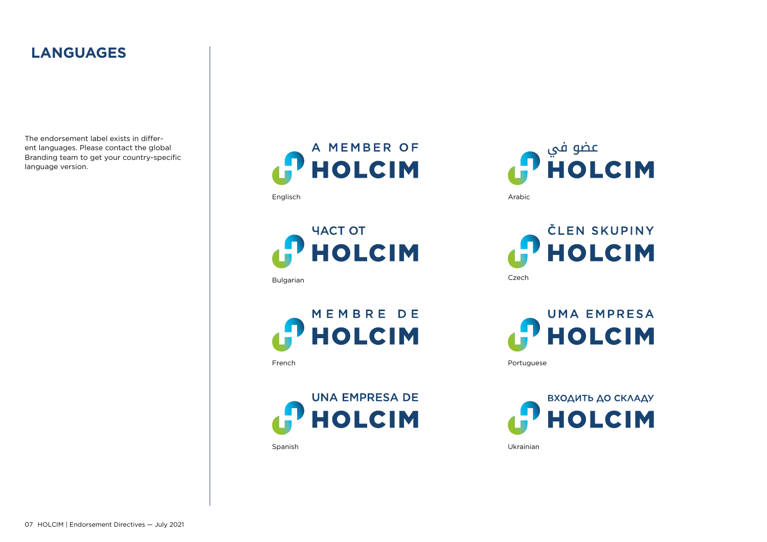# LANGUAGES

The endorsement label exists in different languages. Please contact the global Branding team to get your country-specific language version.

A MEMBER OF
HOLCIM

Englisch

عضو في
HOLCIM

Arabic

ЧАСТ ОТ
HOLCIM

Bulgarian

ČLEN SKUPINY
HOLCIM

Czech

MEMBRE DE
HOLCIM

French

UMA EMPRESA
HOLCIM

Portuguese

UNA EMPRESA DE
HOLCIM

Spanish

ВХОДИТЬ ДО СКЛАДУ
HOLCIM

Ukrainian